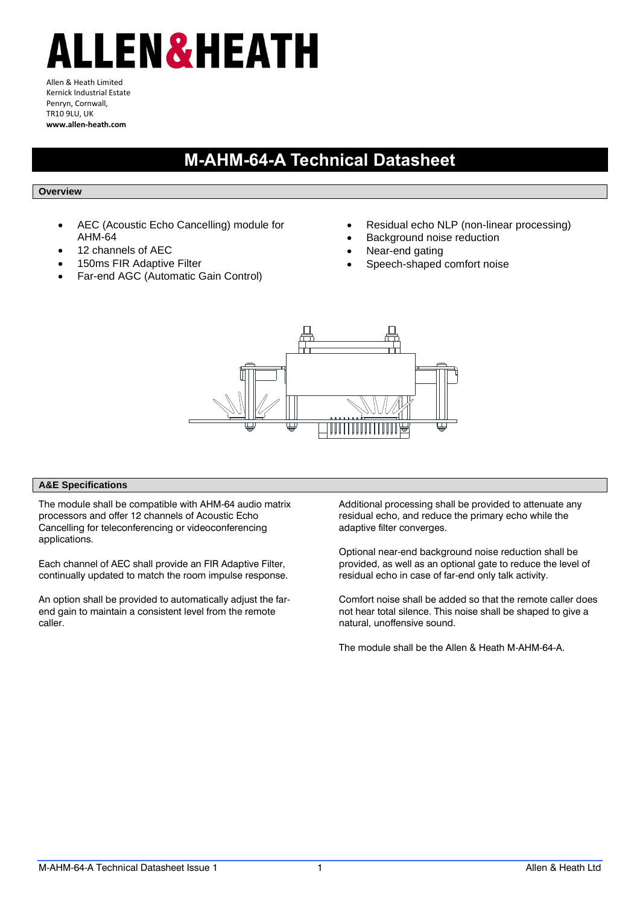# ALLEN&HEATH

Allen & Heath Limited
Kernick Industrial Estate
Penryn, Cornwall,
TR10 9LU, UK
**www.allen-heath.com**

# M-AHM-64-A Technical Datasheet

## Overview

- AEC (Acoustic Echo Cancelling) module for AHM-64
- 12 channels of AEC
- 150ms FIR Adaptive Filter
- Far-end AGC (Automatic Gain Control)
- Residual echo NLP (non-linear processing)
- Background noise reduction
- Near-end gating
- Speech-shaped comfort noise

## A&E Specifications

The module shall be compatible with AHM-64 audio matrix processors and offer 12 channels of Acoustic Echo Cancelling for teleconferencing or videoconferencing applications.

Each channel of AEC shall provide an FIR Adaptive Filter, continually updated to match the room impulse response.

An option shall be provided to automatically adjust the far-end gain to maintain a consistent level from the remote caller.

Additional processing shall be provided to attenuate any residual echo, and reduce the primary echo while the adaptive filter converges.

Optional near-end background noise reduction shall be provided, as well as an optional gate to reduce the level of residual echo in case of far-end only talk activity.

Comfort noise shall be added so that the remote caller does not hear total silence. This noise shall be shaped to give a natural, unoffensive sound.

The module shall be the Allen & Heath M-AHM-64-A.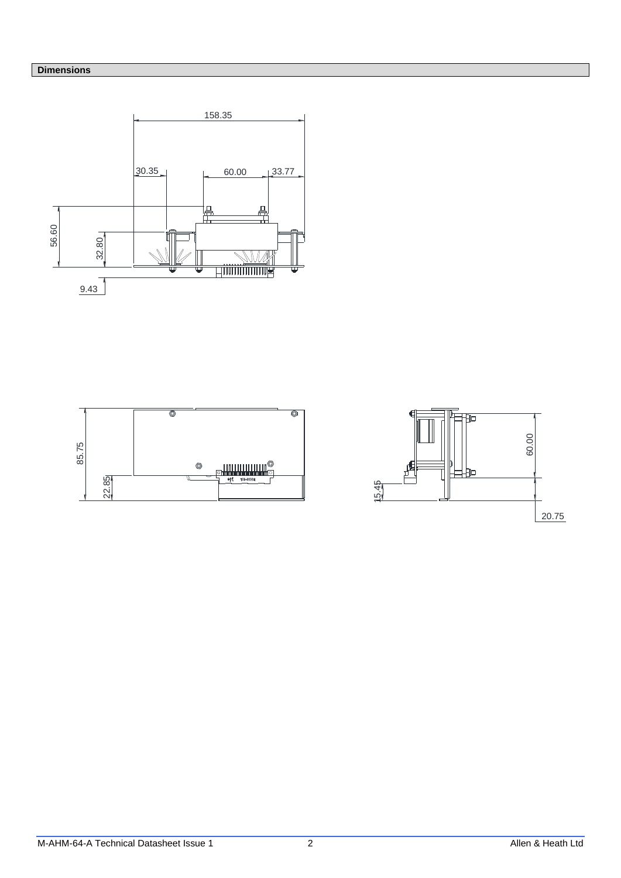## Dimensions

158.35

30.35

60.00

33.77

56.60

32.80

9.43

85.75

22.85

60.00

15.45

20.75